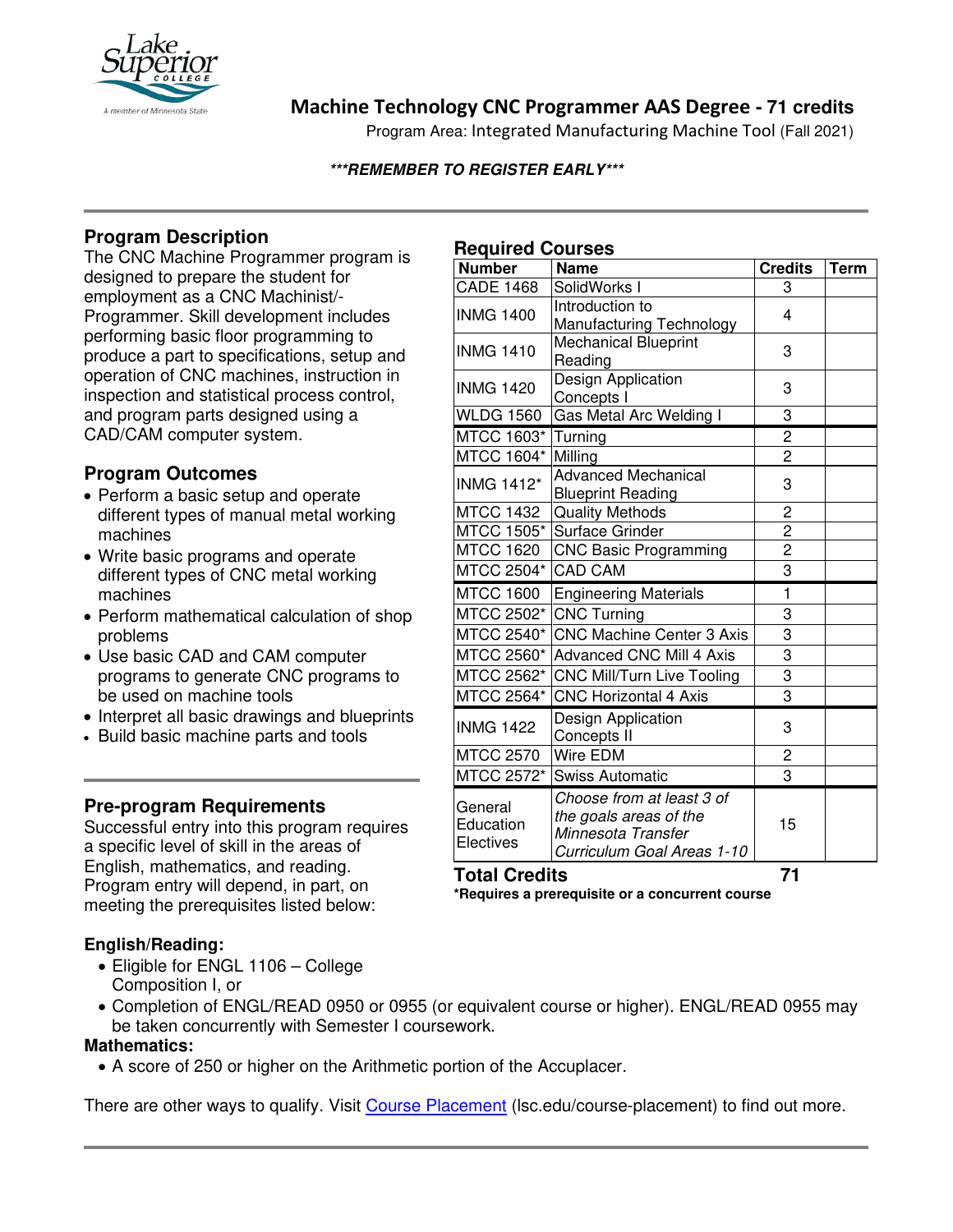# Machine Technology CNC Programmer AAS Degree - 71 credits

Program Area: Integrated Manufacturing Machine Tool (Fall 2021)

***REMEMBER TO REGISTER EARLY***

## Program Description

The CNC Machine Programmer program is designed to prepare the student for employment as a CNC Machinist/-Programmer. Skill development includes performing basic floor programming to produce a part to specifications, setup and operation of CNC machines, instruction in inspection and statistical process control, and program parts designed using a CAD/CAM computer system.

## Program Outcomes

- Perform a basic setup and operate different types of manual metal working machines
- Write basic programs and operate different types of CNC metal working machines
- Perform mathematical calculation of shop problems
- Use basic CAD and CAM computer programs to generate CNC programs to be used on machine tools
- Interpret all basic drawings and blueprints
- Build basic machine parts and tools

## Pre-program Requirements

Successful entry into this program requires a specific level of skill in the areas of English, mathematics, and reading. Program entry will depend, in part, on meeting the prerequisites listed below:

### English/Reading:

- Eligible for ENGL 1106 – College Composition I, or
- Completion of ENGL/READ 0950 or 0955 (or equivalent course or higher). ENGL/READ 0955 may be taken concurrently with Semester I coursework.

### Mathematics:

- A score of 250 or higher on the Arithmetic portion of the Accuplacer.

There are other ways to qualify. Visit Course Placement (lsc.edu/course-placement) to find out more.

## Required Courses

| Number | Name | Credits | Term |
|---|---|---|---|
| CADE 1468 | SolidWorks I | 3 | |
| INMG 1400 | Introduction to Manufacturing Technology | 4 | |
| INMG 1410 | Mechanical Blueprint Reading | 3 | |
| INMG 1420 | Design Application Concepts I | 3 | |
| WLDG 1560 | Gas Metal Arc Welding I | 3 | |
| MTCC 1603* | Turning | 2 | |
| MTCC 1604* | Milling | 2 | |
| INMG 1412* | Advanced Mechanical Blueprint Reading | 3 | |
| MTCC 1432 | Quality Methods | 2 | |
| MTCC 1505* | Surface Grinder | 2 | |
| MTCC 1620 | CNC Basic Programming | 2 | |
| MTCC 2504* | CAD CAM | 3 | |
| MTCC 1600 | Engineering Materials | 1 | |
| MTCC 2502* | CNC Turning | 3 | |
| MTCC 2540* | CNC Machine Center 3 Axis | 3 | |
| MTCC 2560* | Advanced CNC Mill 4 Axis | 3 | |
| MTCC 2562* | CNC Mill/Turn Live Tooling | 3 | |
| MTCC 2564* | CNC Horizontal 4 Axis | 3 | |
| INMG 1422 | Design Application Concepts II | 3 | |
| MTCC 2570 | Wire EDM | 2 | |
| MTCC 2572* | Swiss Automatic | 3 | |
| General Education Electives | *Choose from at least 3 of the goals areas of the Minnesota Transfer Curriculum Goal Areas 1-10* | 15 | |
| **Total Credits** | | **71** | |

**\*Requires a prerequisite or a concurrent course**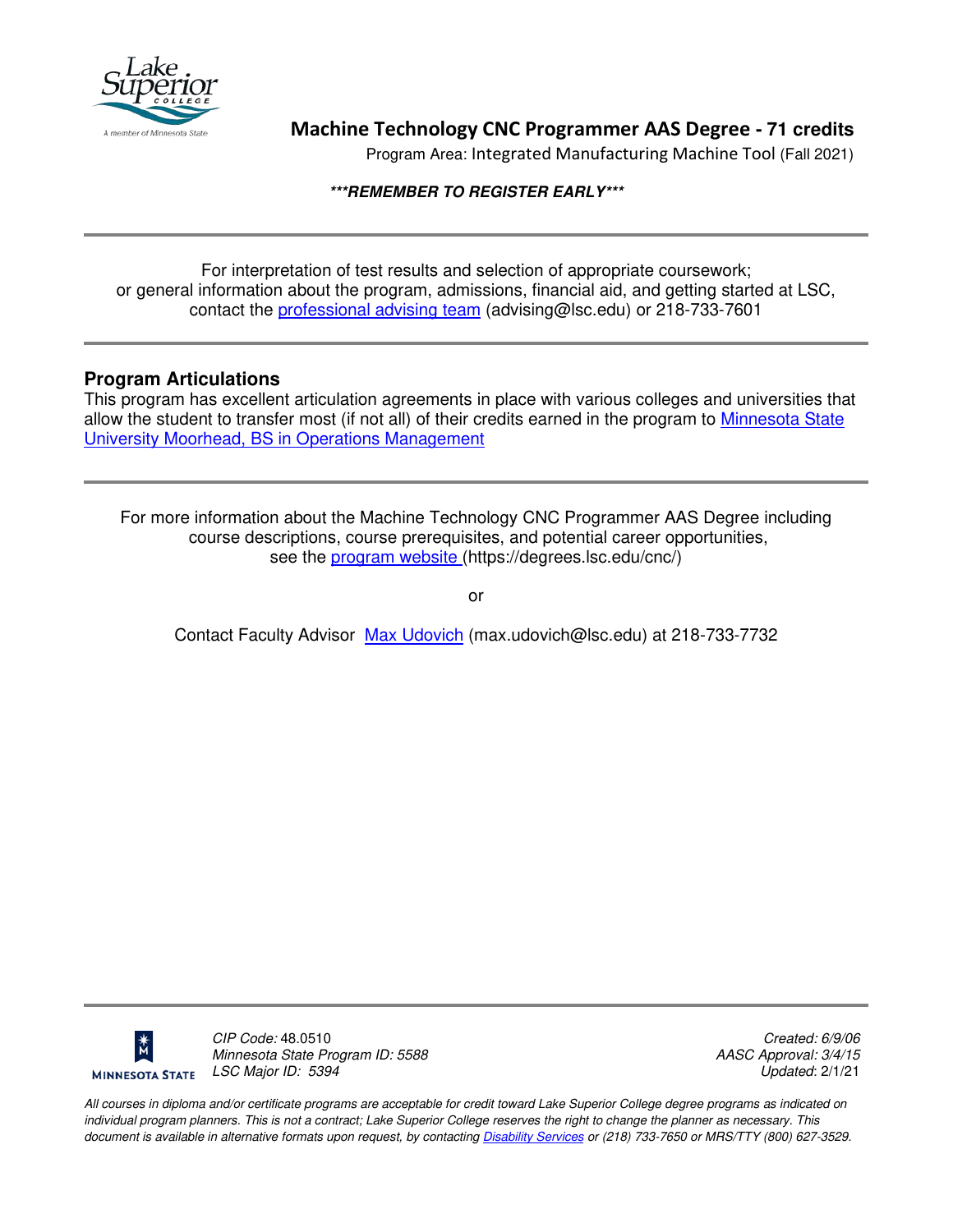## Machine Technology CNC Programmer AAS Degree - 71 credits

Program Area: Integrated Manufacturing Machine Tool (Fall 2021)

***\*\*\*REMEMBER TO REGISTER EARLY\*\*\****

---

For interpretation of test results and selection of appropriate coursework; or general information about the program, admissions, financial aid, and getting started at LSC, contact the professional advising team (advising@lsc.edu) or 218-733-7601

---

### Program Articulations

This program has excellent articulation agreements in place with various colleges and universities that allow the student to transfer most (if not all) of their credits earned in the program to Minnesota State University Moorhead, BS in Operations Management

---

For more information about the Machine Technology CNC Programmer AAS Degree including course descriptions, course prerequisites, and potential career opportunities, see the program website (https://degrees.lsc.edu/cnc/)

or

Contact Faculty Advisor Max Udovich (max.udovich@lsc.edu) at 218-733-7732

---

*CIP Code:* 48.0510
*Minnesota State Program ID: 5588*
*LSC Major ID: 5394*

*Created: 6/9/06*
*AASC Approval: 3/4/15*
*Updated*: 2/1/21

*All courses in diploma and/or certificate programs are acceptable for credit toward Lake Superior College degree programs as indicated on individual program planners. This is not a contract; Lake Superior College reserves the right to change the planner as necessary. This document is available in alternative formats upon request, by contacting Disability Services or (218) 733-7650 or MRS/TTY (800) 627-3529.*